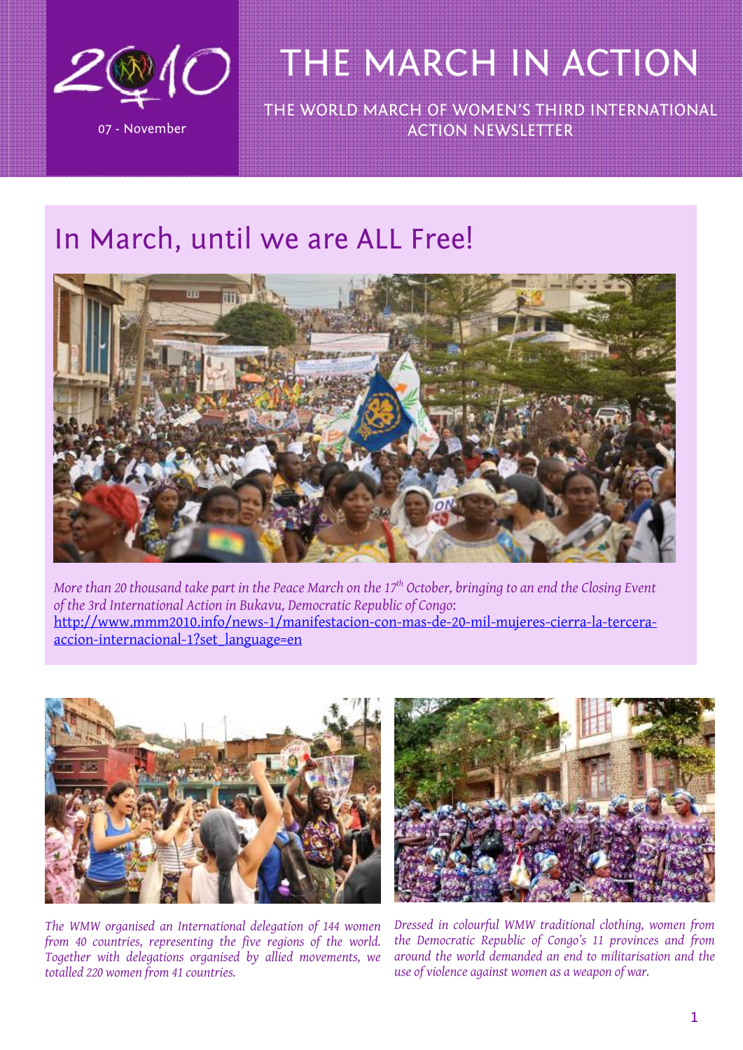# THE MARCH IN ACTION

07 - November

THE WORLD MARCH OF WOMEN'S THIRD INTERNATIONAL ACTION NEWSLETTER

## In March, until we are ALL Free!

*More than 20 thousand take part in the Peace March on the 17th October, bringing to an end the Closing Event of the 3rd International Action in Bukavu, Democratic Republic of Congo:* http://www.mmm2010.info/news-1/manifestacion-con-mas-de-20-mil-mujeres-cierra-la-tercera-accion-internacional-1?set_language=en

*The WMW organised an International delegation of 144 women from 40 countries, representing the five regions of the world. Together with delegations organised by allied movements, we totalled 220 women from 41 countries.*

*Dressed in colourful WMW traditional clothing, women from the Democratic Republic of Congo's 11 provinces and from around the world demanded an end to militarisation and the use of violence against women as a weapon of war.*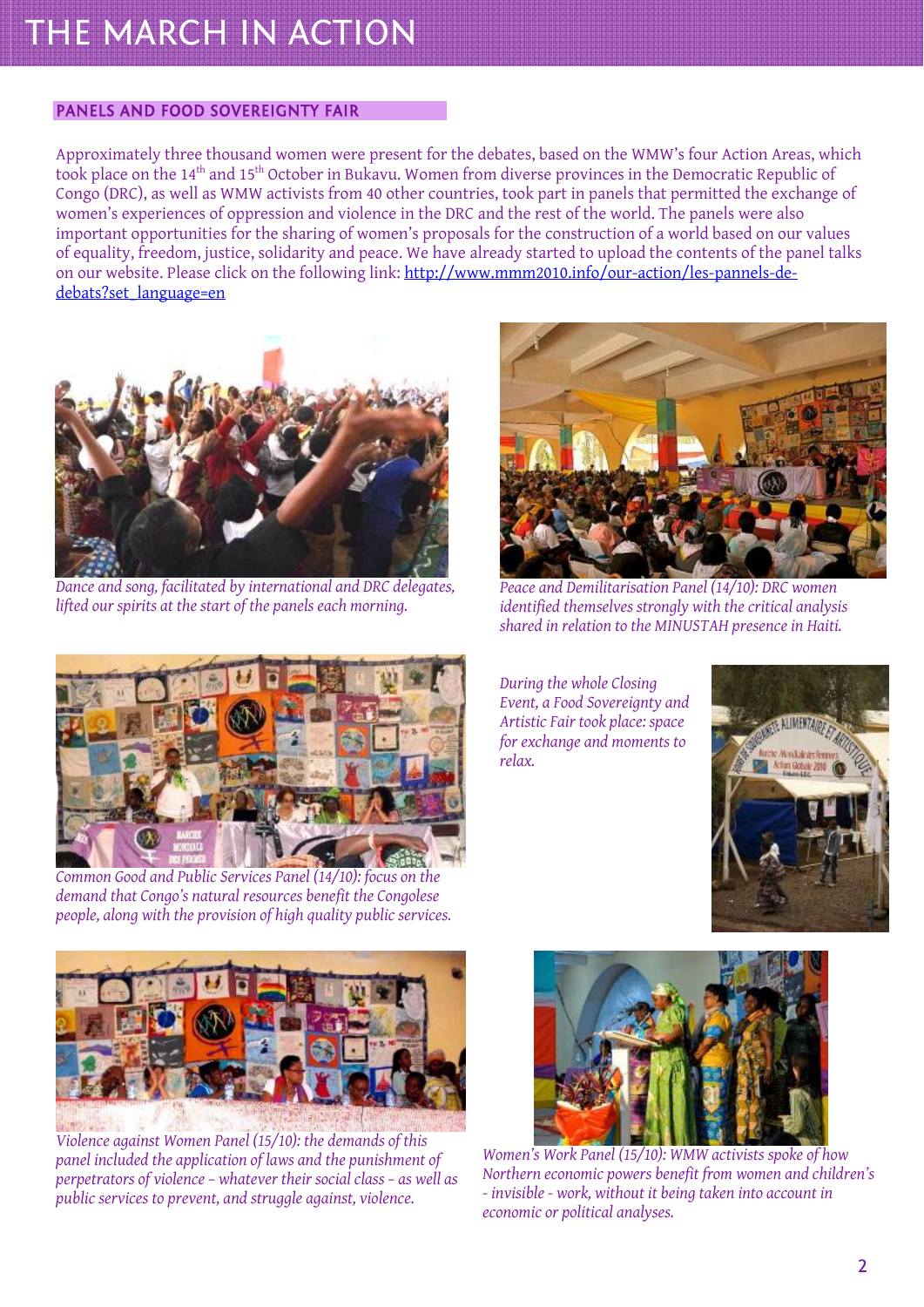# THE MARCH IN ACTION

## PANELS AND FOOD SOVEREIGNTY FAIR

Approximately three thousand women were present for the debates, based on the WMW's four Action Areas, which took place on the 14th and 15th October in Bukavu. Women from diverse provinces in the Democratic Republic of Congo (DRC), as well as WMW activists from 40 other countries, took part in panels that permitted the exchange of women's experiences of oppression and violence in the DRC and the rest of the world. The panels were also important opportunities for the sharing of women's proposals for the construction of a world based on our values of equality, freedom, justice, solidarity and peace. We have already started to upload the contents of the panel talks on our website. Please click on the following link: [http://www.mmm2010.info/our-action/les-pannels-de-debats?set_language=en](http://www.mmm2010.info/our-action/les-pannels-de-debats?set_language=en)

*Dance and song, facilitated by international and DRC delegates, lifted our spirits at the start of the panels each morning.*

*Peace and Demilitarisation Panel (14/10): DRC women identified themselves strongly with the critical analysis shared in relation to the MINUSTAH presence in Haiti.*

*Common Good and Public Services Panel (14/10): focus on the demand that Congo's natural resources benefit the Congolese people, along with the provision of high quality public services.*

*During the whole Closing Event, a Food Sovereignty and Artistic Fair took place: space for exchange and moments to relax.*

*Violence against Women Panel (15/10): the demands of this panel included the application of laws and the punishment of perpetrators of violence – whatever their social class – as well as public services to prevent, and struggle against, violence.*

*Women's Work Panel (15/10): WMW activists spoke of how Northern economic powers benefit from women and children's - invisible - work, without it being taken into account in economic or political analyses.*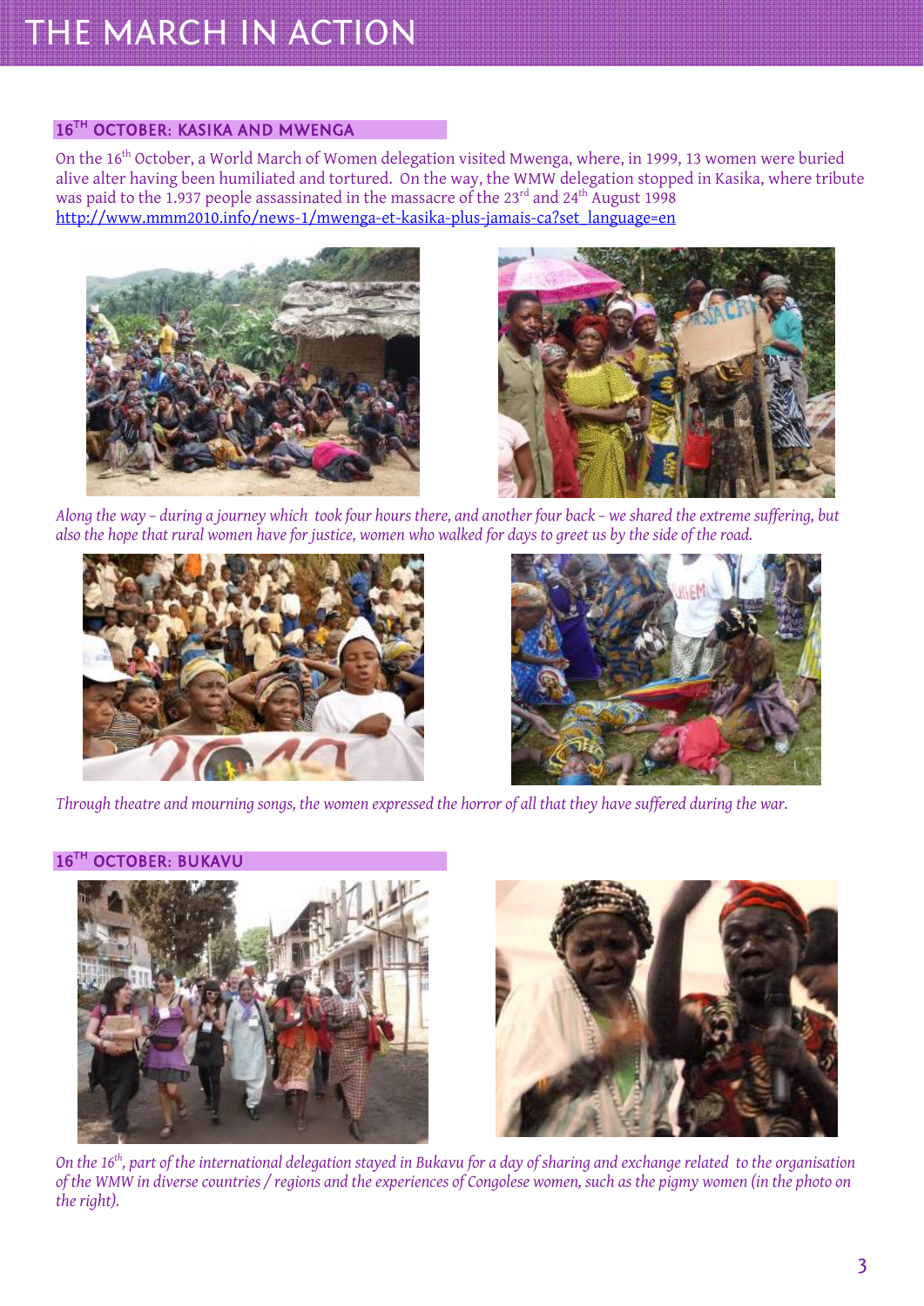# THE MARCH IN ACTION

## 16[TH] OCTOBER: KASIKA AND MWENGA

On the 16[th] October, a World March of Women delegation visited Mwenga, where, in 1999, 13 women were buried alive alter having been humiliated and tortured. On the way, the WMW delegation stopped in Kasika, where tribute was paid to the 1.937 people assassinated in the massacre of the 23[rd] and 24[th] August 1998
http://www.mmm2010.info/news-1/mwenga-et-kasika-plus-jamais-ca?set_language=en

*Along the way – during a journey which took four hours there, and another four back – we shared the extreme suffering, but also the hope that rural women have for justice, women who walked for days to greet us by the side of the road.*

*Through theatre and mourning songs, the women expressed the horror of all that they have suffered during the war.*

## 16[TH] OCTOBER: BUKAVU

*On the 16[th], part of the international delegation stayed in Bukavu for a day of sharing and exchange related to the organisation of the WMW in diverse countries / regions and the experiences of Congolese women, such as the pigmy women (in the photo on the right).*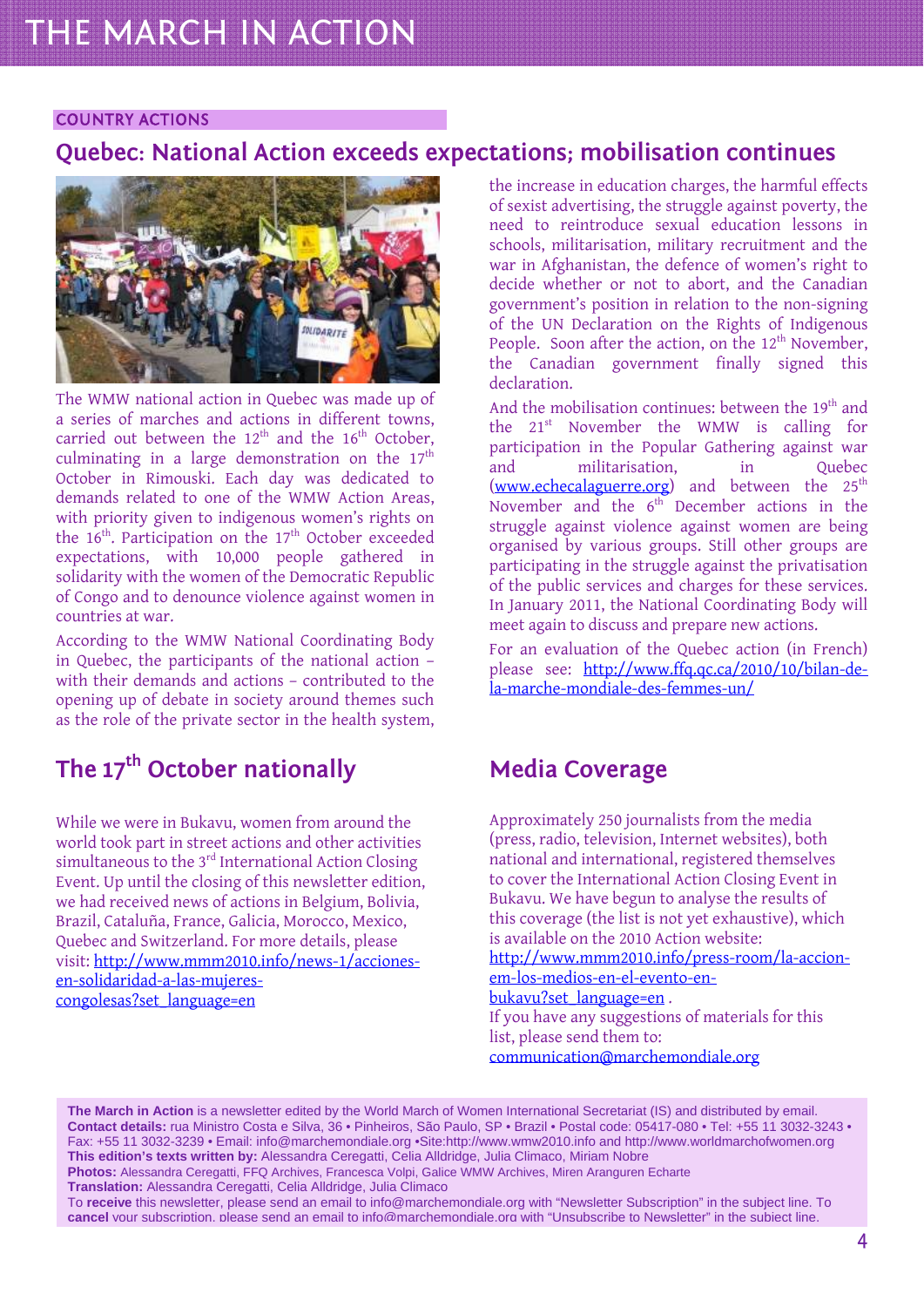# THE MARCH IN ACTION

## COUNTRY ACTIONS

## Quebec: National Action exceeds expectations; mobilisation continues

The WMW national action in Quebec was made up of a series of marches and actions in different towns, carried out between the 12th and the 16th October, culminating in a large demonstration on the 17th October in Rimouski. Each day was dedicated to demands related to one of the WMW Action Areas, with priority given to indigenous women's rights on the 16th. Participation on the 17th October exceeded expectations, with 10,000 people gathered in solidarity with the women of the Democratic Republic of Congo and to denounce violence against women in countries at war.

According to the WMW National Coordinating Body in Quebec, the participants of the national action – with their demands and actions – contributed to the opening up of debate in society around themes such as the role of the private sector in the health system, the increase in education charges, the harmful effects of sexist advertising, the struggle against poverty, the need to reintroduce sexual education lessons in schools, militarisation, military recruitment and the war in Afghanistan, the defence of women's right to decide whether or not to abort, and the Canadian government's position in relation to the non-signing of the UN Declaration on the Rights of Indigenous People. Soon after the action, on the 12th November, the Canadian government finally signed this declaration.

And the mobilisation continues: between the 19th and the 21st November the WMW is calling for participation in the Popular Gathering against war and militarisation, in Quebec (www.echecalaguerre.org) and between the 25th November and the 6th December actions in the struggle against violence against women are being organised by various groups. Still other groups are participating in the struggle against the privatisation of the public services and charges for these services. In January 2011, the National Coordinating Body will meet again to discuss and prepare new actions.

For an evaluation of the Quebec action (in French) please see: http://www.ffq.qc.ca/2010/10/bilan-de-la-marche-mondiale-des-femmes-un/

## The 17th October nationally

While we were in Bukavu, women from around the world took part in street actions and other activities simultaneous to the 3rd International Action Closing Event. Up until the closing of this newsletter edition, we had received news of actions in Belgium, Bolivia, Brazil, Cataluña, France, Galicia, Morocco, Mexico, Quebec and Switzerland. For more details, please visit: http://www.mmm2010.info/news-1/acciones-en-solidaridad-a-las-mujeres-congolesas?set_language=en

## Media Coverage

Approximately 250 journalists from the media (press, radio, television, Internet websites), both national and international, registered themselves to cover the International Action Closing Event in Bukavu. We have begun to analyse the results of this coverage (the list is not yet exhaustive), which is available on the 2010 Action website: http://www.mmm2010.info/press-room/la-accion-em-los-medios-en-el-evento-en-bukavu?set_language=en .
If you have any suggestions of materials for this list, please send them to: communication@marchemondiale.org

**The March in Action** is a newsletter edited by the World March of Women International Secretariat (IS) and distributed by email.
**Contact details:** rua Ministro Costa e Silva, 36 • Pinheiros, São Paulo, SP • Brazil • Postal code: 05417-080 • Tel: +55 11 3032-3243 • Fax: +55 11 3032-3239 • Email: info@marchemondiale.org •Site:http://www.wmw2010.info and http://www.worldmarchofwomen.org
**This edition's texts written by:** Alessandra Ceregatti, Celia Alldridge, Julia Climaco, Miriam Nobre
**Photos:** Alessandra Ceregatti, FFQ Archives, Francesca Volpi, Galice WMW Archives, Miren Aranguren Echarte
**Translation:** Alessandra Ceregatti, Celia Alldridge, Julia Climaco
To **receive** this newsletter, please send an email to info@marchemondiale.org with "Newsletter Subscription" in the subject line. To **cancel** your subscription, please send an email to info@marchemondiale.org with "Unsubscribe to Newsletter" in the subject line.